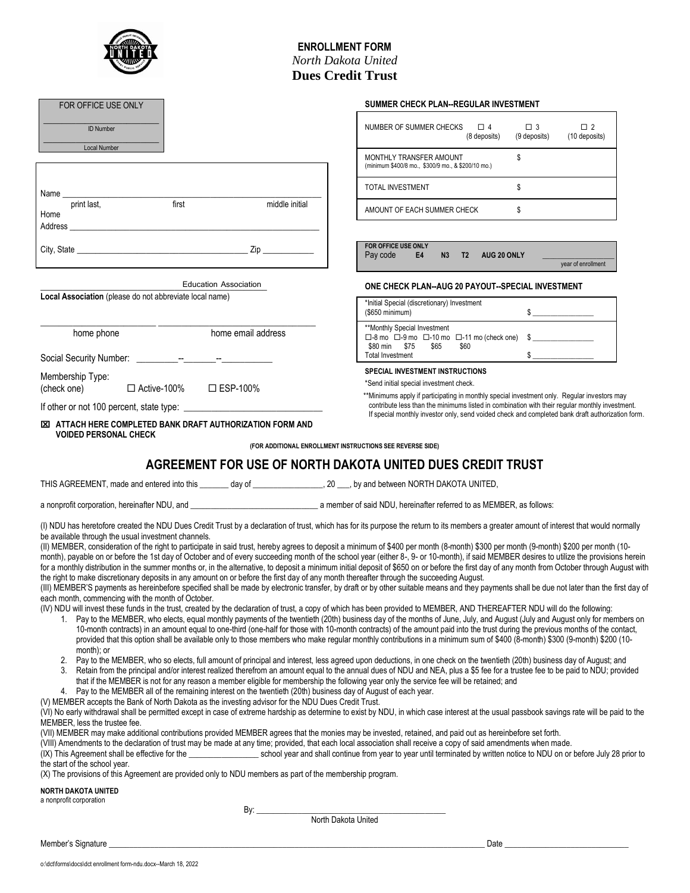# ENROLLMENT FORM
*North Dakota United*
**Dues Credit Trust**

FOR OFFICE USE ONLY

_______________ ID Number

_______________ Local Number

Name ______________________________________________
print last, first middle initial

Home Address ______________________________________________

City, State ______________________________ Zip ___________

______________________ Education Association
**Local Association** (please do not abbreviate local name)

______________________ ______________________
home phone home email address

Social Security Number: ________--_______--__________

Membership Type:
(check one) ☐ Active-100% ☐ ESP-100%

If other or not 100 percent, state type: ____________________________

☒ **ATTACH HERE COMPLETED BANK DRAFT AUTHORIZATION FORM AND VOIDED PERSONAL CHECK**

**SUMMER CHECK PLAN--REGULAR INVESTMENT**

| | | | |
|---|---|---|---|
| NUMBER OF SUMMER CHECKS | ☐ 4 (8 deposits) | ☐ 3 (9 deposits) | ☐ 2 (10 deposits) |
| MONTHLY TRANSFER AMOUNT (minimum $400/8 mo., $300/9 mo., & $200/10 mo.) | $ | | |
| TOTAL INVESTMENT | $ | | |
| AMOUNT OF EACH SUMMER CHECK | $ | | |

**FOR OFFICE USE ONLY**
Pay code E4 N3 T2 AUG 20 ONLY ____________ year of enrollment

**ONE CHECK PLAN--AUG 20 PAYOUT--SPECIAL INVESTMENT**

| | |
|---|---|
| *Initial Special (discretionary) Investment ($650 minimum) | $ ____________ |
| **Monthly Special Investment ☐-8 mo ☐-9 mo ☐-10 mo ☐-11 mo (check one) $80 min $75 $65 $60 | $ ____________ |
| Total Investment | $ ____________ |

**SPECIAL INVESTMENT INSTRUCTIONS**

*Send initial special investment check.

**Minimums apply if participating in monthly special investment only. Regular investors may contribute less than the minimums listed in combination with their regular monthly investment. If special monthly investor only, send voided check and completed bank draft authorization form.

**(FOR ADDITIONAL ENROLLMENT INSTRUCTIONS SEE REVERSE SIDE)**

## AGREEMENT FOR USE OF NORTH DAKOTA UNITED DUES CREDIT TRUST

THIS AGREEMENT, made and entered into this _______ day of ________________, 20 ___, by and between NORTH DAKOTA UNITED,

a nonprofit corporation, hereinafter NDU, and ______________________________ a member of said NDU, hereinafter referred to as MEMBER, as follows:

(I) NDU has heretofore created the NDU Dues Credit Trust by a declaration of trust, which has for its purpose the return to its members a greater amount of interest that would normally be available through the usual investment channels.

(II) MEMBER, consideration of the right to participate in said trust, hereby agrees to deposit a minimum of $400 per month (8-month) $300 per month (9-month) $200 per month (10-month), payable on or before the 1st day of October and of every succeeding month of the school year (either 8-, 9- or 10-month), if said MEMBER desires to utilize the provisions herein for a monthly distribution in the summer months or, in the alternative, to deposit a minimum initial deposit of $650 on or before the first day of any month from October through August with the right to make discretionary deposits in any amount on or before the first day of any month thereafter through the succeeding August.

(III) MEMBER'S payments as hereinbefore specified shall be made by electronic transfer, by draft or by other suitable means and they payments shall be due not later than the first day of each month, commencing with the month of October.

(IV) NDU will invest these funds in the trust, created by the declaration of trust, a copy of which has been provided to MEMBER, AND THEREAFTER NDU will do the following:

1. Pay to the MEMBER, who elects, equal monthly payments of the twentieth (20th) business day of the months of June, July, and August (July and August only for members on 10-month contracts) in an amount equal to one-third (one-half for those with 10-month contracts) of the amount paid into the trust during the previous months of the contact, provided that this option shall be available only to those members who make regular monthly contributions in a minimum sum of $400 (8-month) $300 (9-month) $200 (10-month); or
2. Pay to the MEMBER, who so elects, full amount of principal and interest, less agreed upon deductions, in one check on the twentieth (20th) business day of August; and
3. Retain from the principal and/or interest realized therefrom an amount equal to the annual dues of NDU and NEA, plus a $5 fee for a trustee fee to be paid to NDU; provided that if the MEMBER is not for any reason a member eligible for membership the following year only the service fee will be retained; and
4. Pay to the MEMBER all of the remaining interest on the twentieth (20th) business day of August of each year.

(V) MEMBER accepts the Bank of North Dakota as the investing advisor for the NDU Dues Credit Trust.

(VI) No early withdrawal shall be permitted except in case of extreme hardship as determine to exist by NDU, in which case interest at the usual passbook savings rate will be paid to the MEMBER, less the trustee fee.

(VII) MEMBER may make additional contributions provided MEMBER agrees that the monies may be invested, retained, and paid out as hereinbefore set forth.

(VIII) Amendments to the declaration of trust may be made at any time; provided, that each local association shall receive a copy of said amendments when made.

(IX) This Agreement shall be effective for the ________________ school year and shall continue from year to year until terminated by written notice to NDU on or before July 28 prior to the start of the school year.

(X) The provisions of this Agreement are provided only to NDU members as part of the membership program.

**NORTH DAKOTA UNITED**
a nonprofit corporation

By: ____________________________________________
North Dakota United

Member's Signature ______________________________________________ Date ____________________

o:\dct\forms\docs\dct enrollment form-ndu.docx--March 18, 2022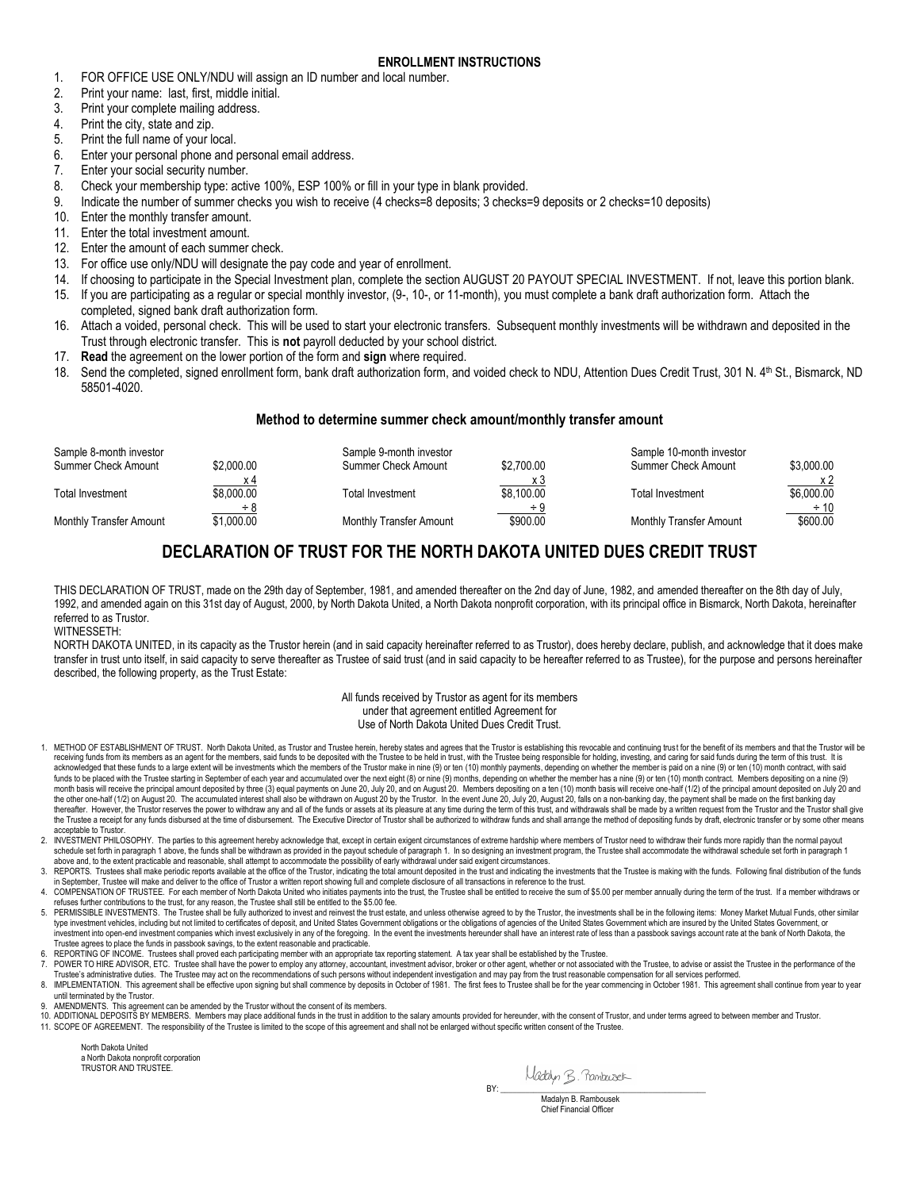## ENROLLMENT INSTRUCTIONS

1. FOR OFFICE USE ONLY/NDU will assign an ID number and local number.
2. Print your name: last, first, middle initial.
3. Print your complete mailing address.
4. Print the city, state and zip.
5. Print the full name of your local.
6. Enter your personal phone and personal email address.
7. Enter your social security number.
8. Check your membership type: active 100%, ESP 100% or fill in your type in blank provided.
9. Indicate the number of summer checks you wish to receive (4 checks=8 deposits; 3 checks=9 deposits or 2 checks=10 deposits)
10. Enter the monthly transfer amount.
11. Enter the total investment amount.
12. Enter the amount of each summer check.
13. For office use only/NDU will designate the pay code and year of enrollment.
14. If choosing to participate in the Special Investment plan, complete the section AUGUST 20 PAYOUT SPECIAL INVESTMENT. If not, leave this portion blank.
15. If you are participating as a regular or special monthly investor, (9-, 10-, or 11-month), you must complete a bank draft authorization form. Attach the completed, signed bank draft authorization form.
16. Attach a voided, personal check. This will be used to start your electronic transfers. Subsequent monthly investments will be withdrawn and deposited in the Trust through electronic transfer. This is **not** payroll deducted by your school district.
17. **Read** the agreement on the lower portion of the form and **sign** where required.
18. Send the completed, signed enrollment form, bank draft authorization form, and voided check to NDU, Attention Dues Credit Trust, 301 N. 4th St., Bismarck, ND 58501-4020.

### Method to determine summer check amount/monthly transfer amount

| | | | | | |
|---|---|---|---|---|---|
| Sample 8-month investor | | Sample 9-month investor | | Sample 10-month investor | |
| Summer Check Amount | $2,000.00 | Summer Check Amount | $2,700.00 | Summer Check Amount | $3,000.00 |
| | x 4 | | x 3 | | x 2 |
| Total Investment | $8,000.00 | Total Investment | $8,100.00 | Total Investment | $6,000.00 |
| | ÷ 8 | | ÷ 9 | | ÷ 10 |
| Monthly Transfer Amount | $1,000.00 | Monthly Transfer Amount | $900.00 | Monthly Transfer Amount | $600.00 |

# DECLARATION OF TRUST FOR THE NORTH DAKOTA UNITED DUES CREDIT TRUST

THIS DECLARATION OF TRUST, made on the 29th day of September, 1981, and amended thereafter on the 2nd day of June, 1982, and amended thereafter on the 8th day of July, 1992, and amended again on this 31st day of August, 2000, by North Dakota United, a North Dakota nonprofit corporation, with its principal office in Bismarck, North Dakota, hereinafter referred to as Trustor.

WITNESSETH:

NORTH DAKOTA UNITED, in its capacity as the Trustor herein (and in said capacity hereinafter referred to as Trustor), does hereby declare, publish, and acknowledge that it does make transfer in trust unto itself, in said capacity to serve thereafter as Trustee of said trust (and in said capacity to be hereafter referred to as Trustee), for the purpose and persons hereinafter described, the following property, as the Trust Estate:

All funds received by Trustor as agent for its members under that agreement entitled Agreement for Use of North Dakota United Dues Credit Trust.

1. METHOD OF ESTABLISHMENT OF TRUST. North Dakota United, as Trustor and Trustee herein, hereby states and agrees that the Trustor is establishing this revocable and continuing trust for the benefit of its members and that the Trustor will be receiving funds from its members as an agent for the members, said funds to be deposited with the Trustee to be held in trust, with the Trustee being responsible for holding, investing, and caring for said funds during the term of this trust. It is acknowledged that these funds to a large extent will be investments which the members of the Trustor make in nine (9) or ten (10) monthly payments, depending on whether the member is paid on a nine (9) or ten (10) month contract, with said funds to be placed with the Trustee starting in September of each year and accumulated over the next eight (8) or nine (9) months, depending on whether the member has a nine (9) or ten (10) month contract. Members depositing on a nine (9) month basis will receive the principal amount deposited by three (3) equal payments on June 20, July 20, and on August 20. Members depositing on a ten (10) month basis will receive one-half (1/2) of the principal amount deposited on July 20 and the other one-half (1/2) on August 20. The accumulated interest shall also be withdrawn on August 20 by the Trustor. In the event June 20, July 20, August 20, falls on a non-banking day, the payment shall be made on the first banking day thereafter. However, the Trustor reserves the power to withdraw any and all of the funds or assets at its pleasure at any time during the term of this trust, and withdrawals shall be made by a written request from the Trustor and the Trustor shall give the Trustee a receipt for any funds disbursed at the time of disbursement. The Executive Director of Trustor shall be authorized to withdraw funds and shall arrange the method of depositing funds by draft, electronic transfer or by some other means acceptable to Trustor.
2. INVESTMENT PHILOSOPHY. The parties to this agreement hereby acknowledge that, except in certain exigent circumstances of extreme hardship where members of Trustor need to withdraw their funds more rapidly than the normal payout schedule set forth in paragraph 1 above, the funds shall be withdrawn as provided in the payout schedule of paragraph 1. In so designing an investment program, the Trustee shall accommodate the withdrawal schedule set forth in paragraph 1 above and, to the extent practicable and reasonable, shall attempt to accommodate the possibility of early withdrawal under said exigent circumstances.
3. REPORTS. Trustees shall make periodic reports available at the office of the Trustor, indicating the total amount deposited in the trust and indicating the investments that the Trustee is making with the funds. Following final distribution of the funds in September, Trustee will make and deliver to the office of Trustor a written report showing full and complete disclosure of all transactions in reference to the trust.
4. COMPENSATION OF TRUSTEE. For each member of North Dakota United who initiates payments into the trust, the Trustee shall be entitled to receive the sum of $5.00 per member annually during the term of the trust. If a member withdraws or refuses further contributions to the trust, for any reason, the Trustee shall still be entitled to the $5.00 fee.
5. PERMISSIBLE INVESTMENTS. The Trustee shall be fully authorized to invest and reinvest the trust estate, and unless otherwise agreed to by the Trustor, the investments shall be in the following items: Money Market Mutual Funds, other similar type investment vehicles, including but not limited to certificates of deposit, and United States Government obligations or the obligations of agencies of the United States Government which are insured by the United States Government, or investment into open-end investment companies which invest exclusively in any of the foregoing. In the event the investments hereunder shall have an interest rate of less than a passbook savings account rate at the bank of North Dakota, the Trustee agrees to place the funds in passbook savings, to the extent reasonable and practicable.
6. REPORTING OF INCOME. Trustees shall proved each participating member with an appropriate tax reporting statement. A tax year shall be established by the Trustee.
7. POWER TO HIRE ADVISOR, ETC. Trustee shall have the power to employ any attorney, accountant, investment advisor, broker or other agent, whether or not associated with the Trustee, to advise or assist the Trustee in the performance of the Trustee's administrative duties. The Trustee may act on the recommendations of such persons without independent investigation and may pay from the trust reasonable compensation for all services performed.
8. IMPLEMENTATION. This agreement shall be effective upon signing but shall commence by deposits in October of 1981. The first fees to Trustee shall be for the year commencing in October 1981. This agreement shall continue from year to year until terminated by the Trustor.
9. AMENDMENTS. This agreement can be amended by the Trustor without the consent of its members.
10. ADDITIONAL DEPOSITS BY MEMBERS. Members may place additional funds in the trust in addition to the salary amounts provided for hereunder, with the consent of Trustor, and under terms agreed to between member and Trustor.
11. SCOPE OF AGREEMENT. The responsibility of the Trustee is limited to the scope of this agreement and shall not be enlarged without specific written consent of the Trustee.

North Dakota United
a North Dakota nonprofit corporation
TRUSTOR AND TRUSTEE.

BY: Madalyn B. Rambousek

Madalyn B. Rambousek
Chief Financial Officer